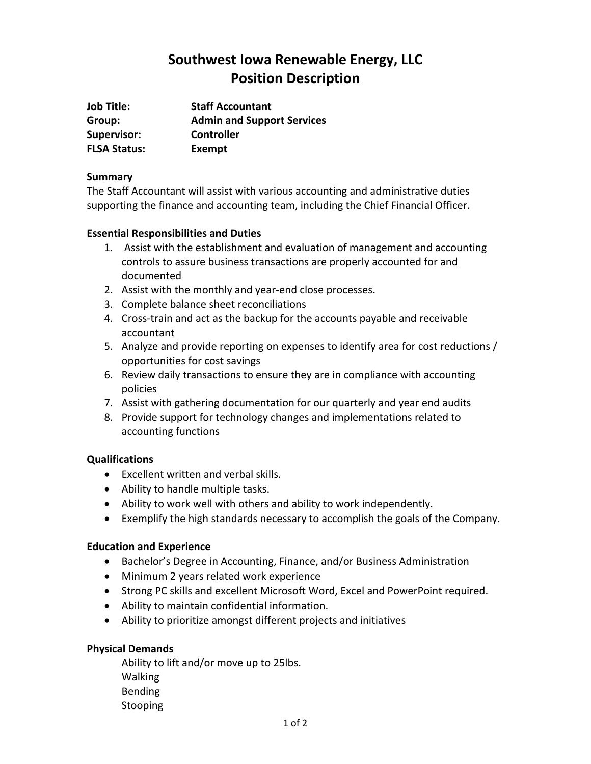# Southwest Iowa Renewable Energy, LLC
# Position Description

**Job Title:** **Staff Accountant**
**Group:** **Admin and Support Services**
**Supervisor:** **Controller**
**FLSA Status:** **Exempt**

**Summary**

The Staff Accountant will assist with various accounting and administrative duties supporting the finance and accounting team, including the Chief Financial Officer.

**Essential Responsibilities and Duties**

1. Assist with the establishment and evaluation of management and accounting controls to assure business transactions are properly accounted for and documented
2. Assist with the monthly and year-end close processes.
3. Complete balance sheet reconciliations
4. Cross-train and act as the backup for the accounts payable and receivable accountant
5. Analyze and provide reporting on expenses to identify area for cost reductions / opportunities for cost savings
6. Review daily transactions to ensure they are in compliance with accounting policies
7. Assist with gathering documentation for our quarterly and year end audits
8. Provide support for technology changes and implementations related to accounting functions

**Qualifications**

- Excellent written and verbal skills.
- Ability to handle multiple tasks.
- Ability to work well with others and ability to work independently.
- Exemplify the high standards necessary to accomplish the goals of the Company.

**Education and Experience**

- Bachelor's Degree in Accounting, Finance, and/or Business Administration
- Minimum 2 years related work experience
- Strong PC skills and excellent Microsoft Word, Excel and PowerPoint required.
- Ability to maintain confidential information.
- Ability to prioritize amongst different projects and initiatives

**Physical Demands**

Ability to lift and/or move up to 25lbs.
Walking
Bending
Stooping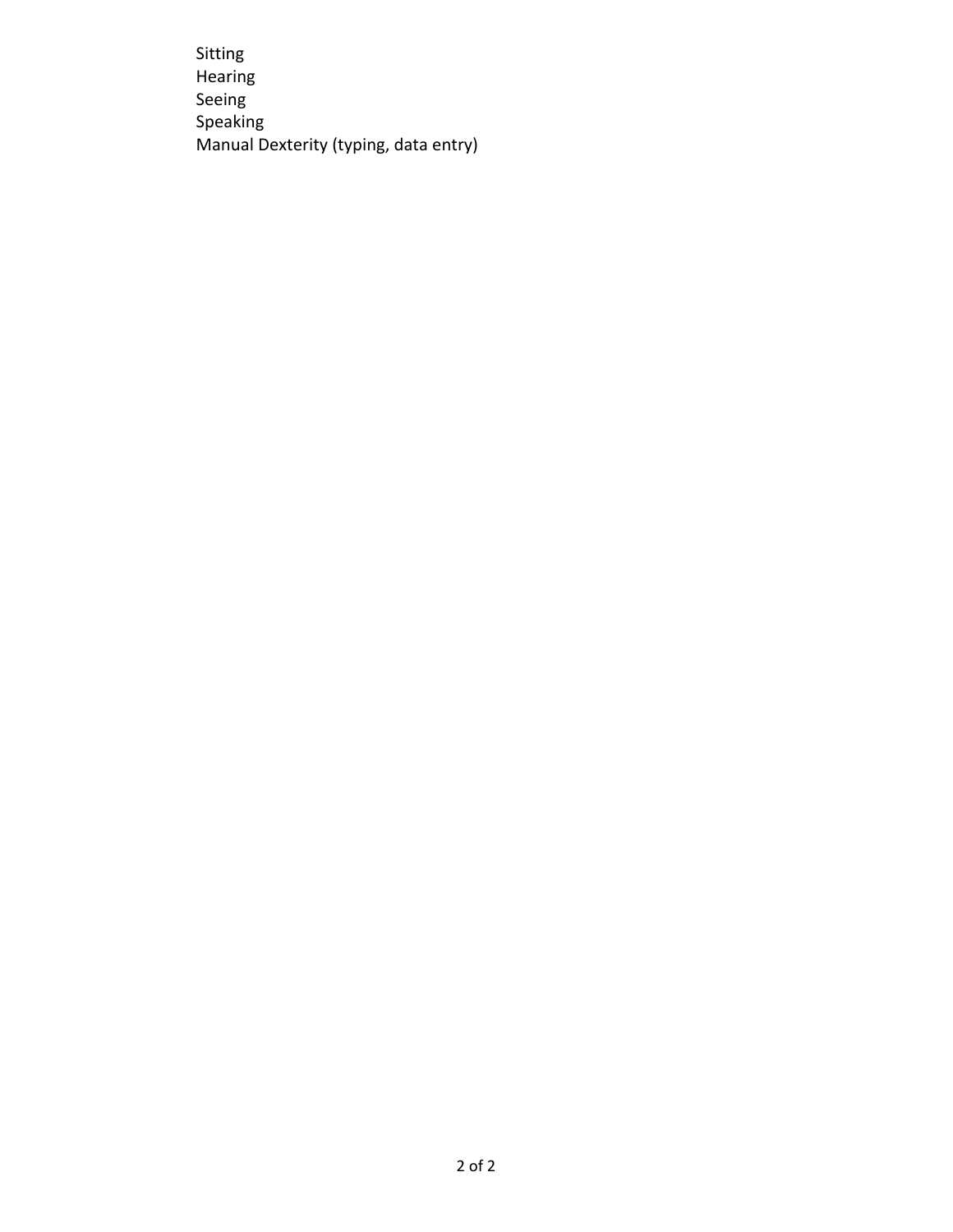Sitting
Hearing
Seeing
Speaking
Manual Dexterity (typing, data entry)